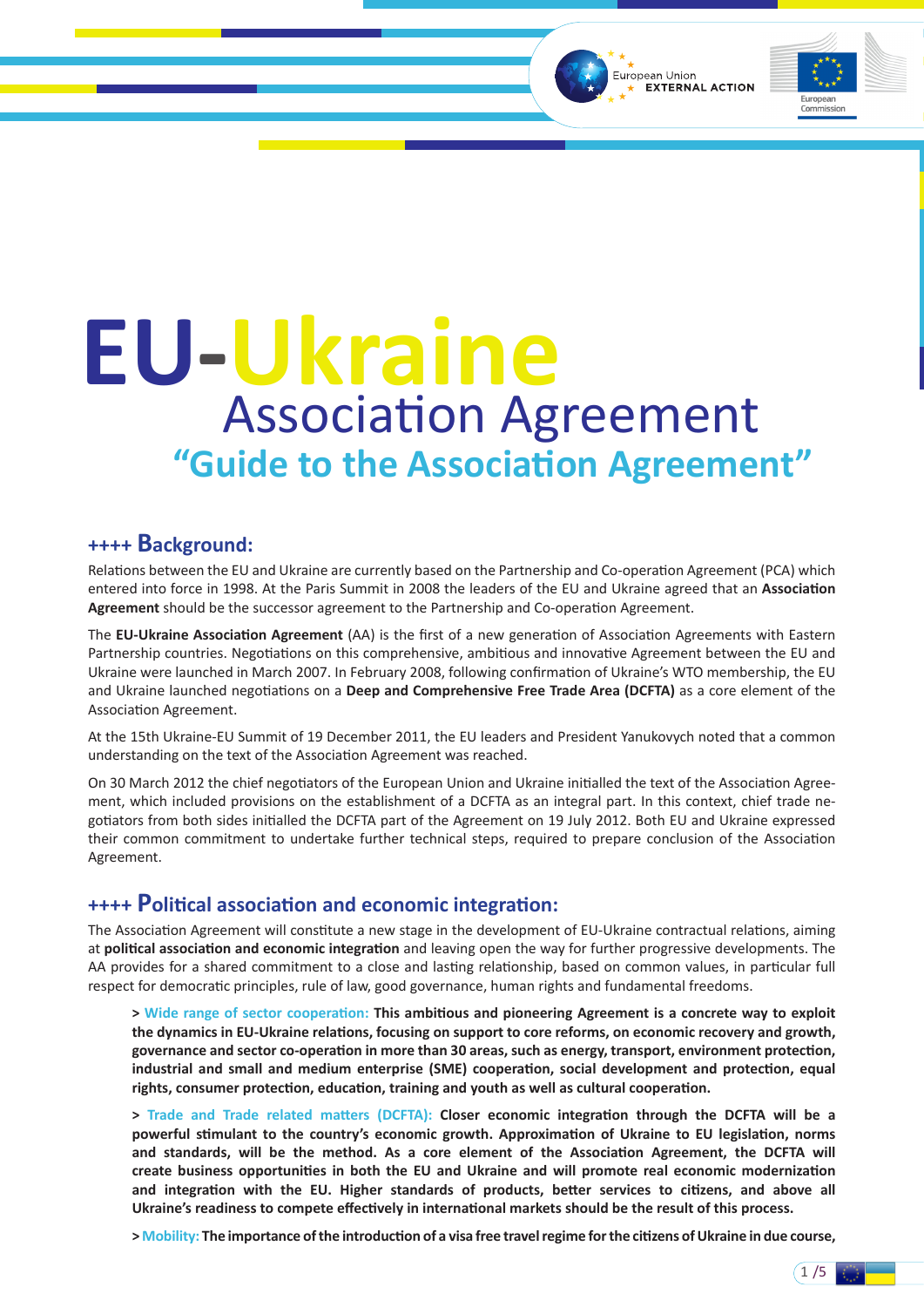# EU-Ukraine

## Association Agreement

### "Guide to the Association Agreement"

## ++++ Background:

Relations between the EU and Ukraine are currently based on the Partnership and Co-operation Agreement (PCA) which entered into force in 1998. At the Paris Summit in 2008 the leaders of the EU and Ukraine agreed that an **Association Agreement** should be the successor agreement to the Partnership and Co-operation Agreement.

The **EU-Ukraine Association Agreement** (AA) is the first of a new generation of Association Agreements with Eastern Partnership countries. Negotiations on this comprehensive, ambitious and innovative Agreement between the EU and Ukraine were launched in March 2007. In February 2008, following confirmation of Ukraine's WTO membership, the EU and Ukraine launched negotiations on a **Deep and Comprehensive Free Trade Area (DCFTA)** as a core element of the Association Agreement.

At the 15th Ukraine-EU Summit of 19 December 2011, the EU leaders and President Yanukovych noted that a common understanding on the text of the Association Agreement was reached.

On 30 March 2012 the chief negotiators of the European Union and Ukraine initialled the text of the Association Agreement, which included provisions on the establishment of a DCFTA as an integral part. In this context, chief trade negotiators from both sides initialled the DCFTA part of the Agreement on 19 July 2012. Both EU and Ukraine expressed their common commitment to undertake further technical steps, required to prepare conclusion of the Association Agreement.

## ++++ Political association and economic integration:

The Association Agreement will constitute a new stage in the development of EU-Ukraine contractual relations, aiming at **political association and economic integration** and leaving open the way for further progressive developments. The AA provides for a shared commitment to a close and lasting relationship, based on common values, in particular full respect for democratic principles, rule of law, good governance, human rights and fundamental freedoms.

> Wide range of sector cooperation: **This ambitious and pioneering Agreement is a concrete way to exploit the dynamics in EU-Ukraine relations, focusing on support to core reforms, on economic recovery and growth, governance and sector co-operation in more than 30 areas, such as energy, transport, environment protection, industrial and small and medium enterprise (SME) cooperation, social development and protection, equal rights, consumer protection, education, training and youth as well as cultural cooperation.**

> Trade and Trade related matters (DCFTA): **Closer economic integration through the DCFTA will be a powerful stimulant to the country's economic growth. Approximation of Ukraine to EU legislation, norms and standards, will be the method. As a core element of the Association Agreement, the DCFTA will create business opportunities in both the EU and Ukraine and will promote real economic modernization and integration with the EU. Higher standards of products, better services to citizens, and above all Ukraine's readiness to compete effectively in international markets should be the result of this process.**

> Mobility: **The importance of the introduction of a visa free travel regime for the citizens of Ukraine in due course,**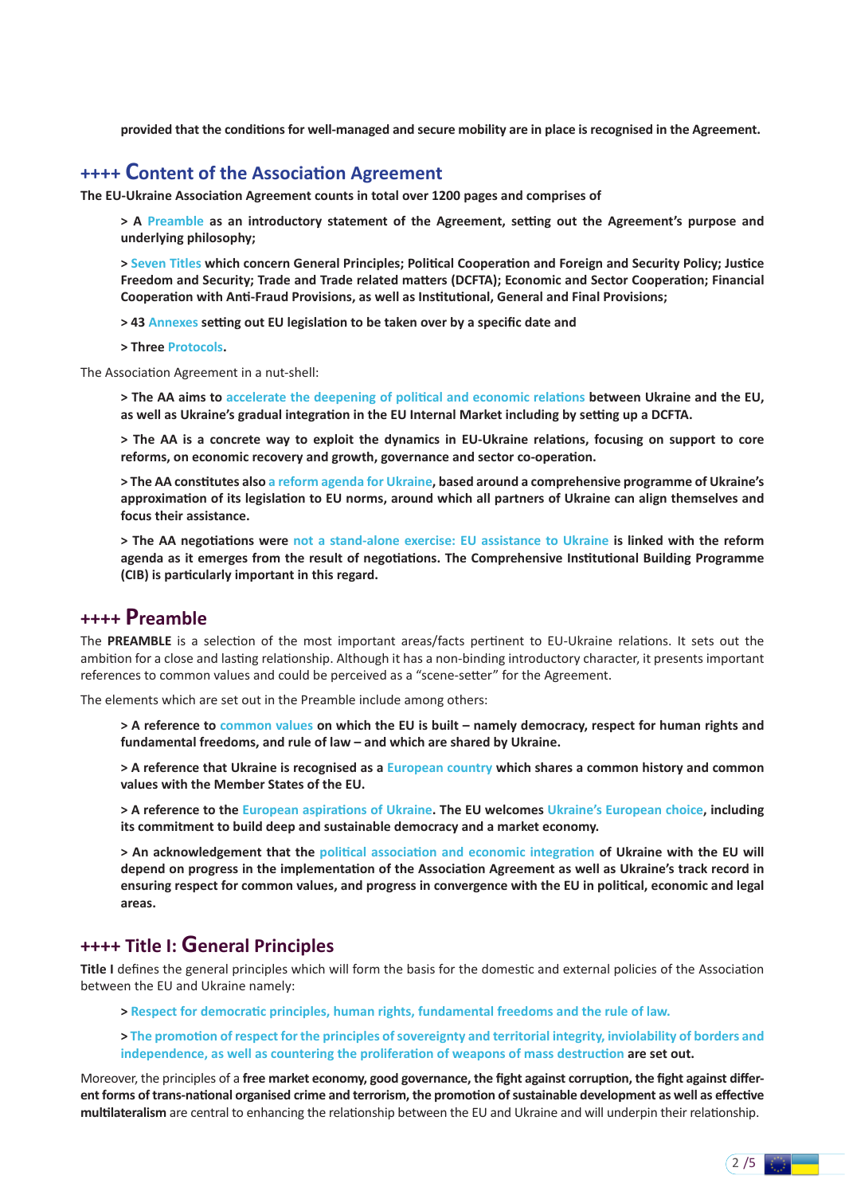**provided that the conditions for well-managed and secure mobility are in place is recognised in the Agreement.**

## ++++ Content of the Association Agreement

**The EU-Ukraine Association Agreement counts in total over 1200 pages and comprises of**

> **> A Preamble as an introductory statement of the Agreement, setting out the Agreement's purpose and underlying philosophy;**
>
> **> Seven Titles which concern General Principles; Political Cooperation and Foreign and Security Policy; Justice Freedom and Security; Trade and Trade related matters (DCFTA); Economic and Sector Cooperation; Financial Cooperation with Anti-Fraud Provisions, as well as Institutional, General and Final Provisions;**
>
> **> 43 Annexes setting out EU legislation to be taken over by a specific date and**
>
> **> Three Protocols.**

The Association Agreement in a nut-shell:

> **> The AA aims to accelerate the deepening of political and economic relations between Ukraine and the EU, as well as Ukraine's gradual integration in the EU Internal Market including by setting up a DCFTA.**
>
> **> The AA is a concrete way to exploit the dynamics in EU-Ukraine relations, focusing on support to core reforms, on economic recovery and growth, governance and sector co-operation.**
>
> **> The AA constitutes also a reform agenda for Ukraine, based around a comprehensive programme of Ukraine's approximation of its legislation to EU norms, around which all partners of Ukraine can align themselves and focus their assistance.**
>
> **> The AA negotiations were not a stand-alone exercise: EU assistance to Ukraine is linked with the reform agenda as it emerges from the result of negotiations. The Comprehensive Institutional Building Programme (CIB) is particularly important in this regard.**

## ++++ Preamble

The **PREAMBLE** is a selection of the most important areas/facts pertinent to EU-Ukraine relations. It sets out the ambition for a close and lasting relationship. Although it has a non-binding introductory character, it presents important references to common values and could be perceived as a "scene-setter" for the Agreement.

The elements which are set out in the Preamble include among others:

> **> A reference to common values on which the EU is built – namely democracy, respect for human rights and fundamental freedoms, and rule of law – and which are shared by Ukraine.**
>
> **> A reference that Ukraine is recognised as a European country which shares a common history and common values with the Member States of the EU.**
>
> **> A reference to the European aspirations of Ukraine. The EU welcomes Ukraine's European choice, including its commitment to build deep and sustainable democracy and a market economy.**
>
> **> An acknowledgement that the political association and economic integration of Ukraine with the EU will depend on progress in the implementation of the Association Agreement as well as Ukraine's track record in ensuring respect for common values, and progress in convergence with the EU in political, economic and legal areas.**

## ++++ Title I: General Principles

**Title I** defines the general principles which will form the basis for the domestic and external policies of the Association between the EU and Ukraine namely:

> **> Respect for democratic principles, human rights, fundamental freedoms and the rule of law.**
>
> **> The promotion of respect for the principles of sovereignty and territorial integrity, inviolability of borders and independence, as well as countering the proliferation of weapons of mass destruction are set out.**

Moreover, the principles of a **free market economy, good governance, the fight against corruption, the fight against different forms of trans-national organised crime and terrorism, the promotion of sustainable development as well as effective multilateralism** are central to enhancing the relationship between the EU and Ukraine and will underpin their relationship.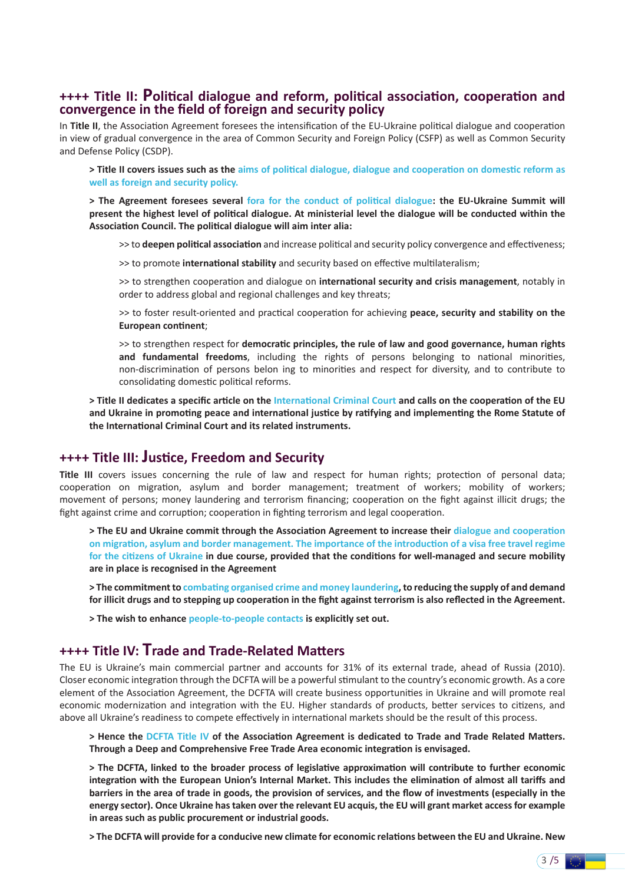## ++++ Title II: Political dialogue and reform, political association, cooperation and convergence in the field of foreign and security policy

In **Title II**, the Association Agreement foresees the intensification of the EU-Ukraine political dialogue and cooperation in view of gradual convergence in the area of Common Security and Foreign Policy (CSFP) as well as Common Security and Defense Policy (CSDP).

> **Title II covers issues such as the aims of political dialogue, dialogue and cooperation on domestic reform as well as foreign and security policy.**

> **The Agreement foresees several fora for the conduct of political dialogue: the EU-Ukraine Summit will present the highest level of political dialogue. At ministerial level the dialogue will be conducted within the Association Council. The political dialogue will aim inter alia:**

>> to **deepen political association** and increase political and security policy convergence and effectiveness;

>> to promote **international stability** and security based on effective multilateralism;

>> to strengthen cooperation and dialogue on **international security and crisis management**, notably in order to address global and regional challenges and key threats;

>> to foster result-oriented and practical cooperation for achieving **peace, security and stability on the European continent**;

>> to strengthen respect for **democratic principles, the rule of law and good governance, human rights and fundamental freedoms**, including the rights of persons belonging to national minorities, non-discrimination of persons belon ing to minorities and respect for diversity, and to contribute to consolidating domestic political reforms.

> **Title II dedicates a specific article on the International Criminal Court and calls on the cooperation of the EU and Ukraine in promoting peace and international justice by ratifying and implementing the Rome Statute of the International Criminal Court and its related instruments.**

## ++++ Title III: Justice, Freedom and Security

**Title III** covers issues concerning the rule of law and respect for human rights; protection of personal data; cooperation on migration, asylum and border management; treatment of workers; mobility of workers; movement of persons; money laundering and terrorism financing; cooperation on the fight against illicit drugs; the fight against crime and corruption; cooperation in fighting terrorism and legal cooperation.

> **The EU and Ukraine commit through the Association Agreement to increase their dialogue and cooperation on migration, asylum and border management. The importance of the introduction of a visa free travel regime for the citizens of Ukraine in due course, provided that the conditions for well-managed and secure mobility are in place is recognised in the Agreement**

> **The commitment to combating organised crime and money laundering, to reducing the supply of and demand for illicit drugs and to stepping up cooperation in the fight against terrorism is also reflected in the Agreement.**

> **The wish to enhance people-to-people contacts is explicitly set out.**

## ++++ Title IV: Trade and Trade-Related Matters

The EU is Ukraine's main commercial partner and accounts for 31% of its external trade, ahead of Russia (2010). Closer economic integration through the DCFTA will be a powerful stimulant to the country's economic growth. As a core element of the Association Agreement, the DCFTA will create business opportunities in Ukraine and will promote real economic modernization and integration with the EU. Higher standards of products, better services to citizens, and above all Ukraine's readiness to compete effectively in international markets should be the result of this process.

> **Hence the DCFTA Title IV of the Association Agreement is dedicated to Trade and Trade Related Matters. Through a Deep and Comprehensive Free Trade Area economic integration is envisaged.**

> **The DCFTA, linked to the broader process of legislative approximation will contribute to further economic integration with the European Union's Internal Market. This includes the elimination of almost all tariffs and barriers in the area of trade in goods, the provision of services, and the flow of investments (especially in the energy sector). Once Ukraine has taken over the relevant EU acquis, the EU will grant market access for example in areas such as public procurement or industrial goods.**

> **The DCFTA will provide for a conducive new climate for economic relations between the EU and Ukraine. New**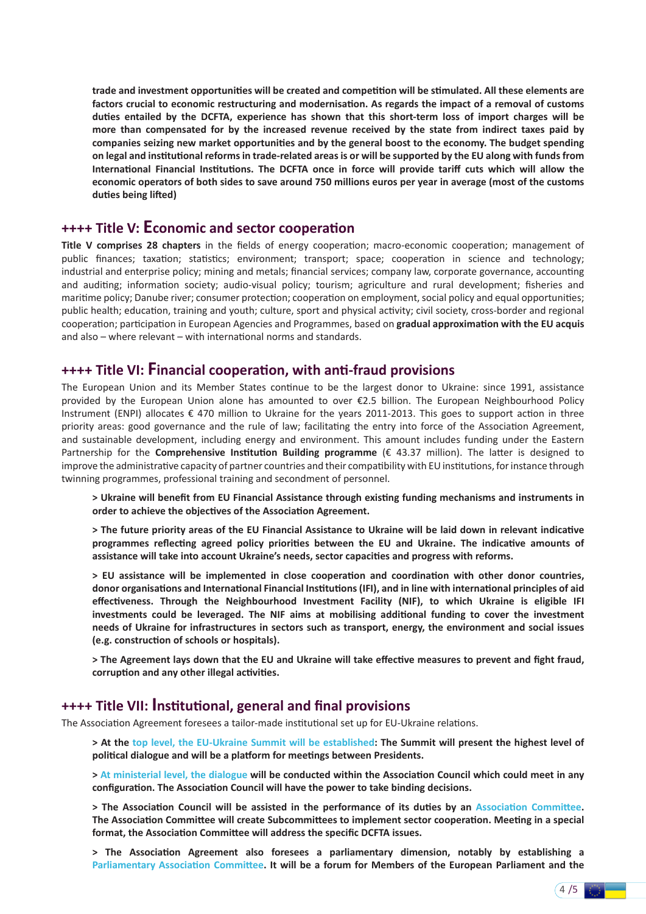**trade and investment opportunities will be created and competition will be stimulated. All these elements are factors crucial to economic restructuring and modernisation. As regards the impact of a removal of customs duties entailed by the DCFTA, experience has shown that this short-term loss of import charges will be more than compensated for by the increased revenue received by the state from indirect taxes paid by companies seizing new market opportunities and by the general boost to the economy. The budget spending on legal and institutional reforms in trade-related areas is or will be supported by the EU along with funds from International Financial Institutions. The DCFTA once in force will provide tariff cuts which will allow the economic operators of both sides to save around 750 millions euros per year in average (most of the customs duties being lifted)**

## ++++ Title V: Economic and sector cooperation

**Title V comprises 28 chapters** in the fields of energy cooperation; macro-economic cooperation; management of public finances; taxation; statistics; environment; transport; space; cooperation in science and technology; industrial and enterprise policy; mining and metals; financial services; company law, corporate governance, accounting and auditing; information society; audio-visual policy; tourism; agriculture and rural development; fisheries and maritime policy; Danube river; consumer protection; cooperation on employment, social policy and equal opportunities; public health; education, training and youth; culture, sport and physical activity; civil society, cross-border and regional cooperation; participation in European Agencies and Programmes, based on **gradual approximation with the EU acquis** and also – where relevant – with international norms and standards.

## ++++ Title VI: Financial cooperation, with anti-fraud provisions

The European Union and its Member States continue to be the largest donor to Ukraine: since 1991, assistance provided by the European Union alone has amounted to over €2.5 billion. The European Neighbourhood Policy Instrument (ENPI) allocates € 470 million to Ukraine for the years 2011-2013. This goes to support action in three priority areas: good governance and the rule of law; facilitating the entry into force of the Association Agreement, and sustainable development, including energy and environment. This amount includes funding under the Eastern Partnership for the **Comprehensive Institution Building programme** (€ 43.37 million). The latter is designed to improve the administrative capacity of partner countries and their compatibility with EU institutions, for instance through twinning programmes, professional training and secondment of personnel.

**> Ukraine will benefit from EU Financial Assistance through existing funding mechanisms and instruments in order to achieve the objectives of the Association Agreement.**

**> The future priority areas of the EU Financial Assistance to Ukraine will be laid down in relevant indicative programmes reflecting agreed policy priorities between the EU and Ukraine. The indicative amounts of assistance will take into account Ukraine's needs, sector capacities and progress with reforms.**

**> EU assistance will be implemented in close cooperation and coordination with other donor countries, donor organisations and International Financial Institutions (IFI), and in line with international principles of aid effectiveness. Through the Neighbourhood Investment Facility (NIF), to which Ukraine is eligible IFI investments could be leveraged. The NIF aims at mobilising additional funding to cover the investment needs of Ukraine for infrastructures in sectors such as transport, energy, the environment and social issues (e.g. construction of schools or hospitals).**

**> The Agreement lays down that the EU and Ukraine will take effective measures to prevent and fight fraud, corruption and any other illegal activities.**

## ++++ Title VII: Institutional, general and final provisions

The Association Agreement foresees a tailor-made institutional set up for EU-Ukraine relations.

**> At the top level, the EU-Ukraine Summit will be established: The Summit will present the highest level of political dialogue and will be a platform for meetings between Presidents.**

**> At ministerial level, the dialogue will be conducted within the Association Council which could meet in any configuration. The Association Council will have the power to take binding decisions.**

**> The Association Council will be assisted in the performance of its duties by an Association Committee. The Association Committee will create Subcommittees to implement sector cooperation. Meeting in a special format, the Association Committee will address the specific DCFTA issues.**

**> The Association Agreement also foresees a parliamentary dimension, notably by establishing a Parliamentary Association Committee. It will be a forum for Members of the European Parliament and the**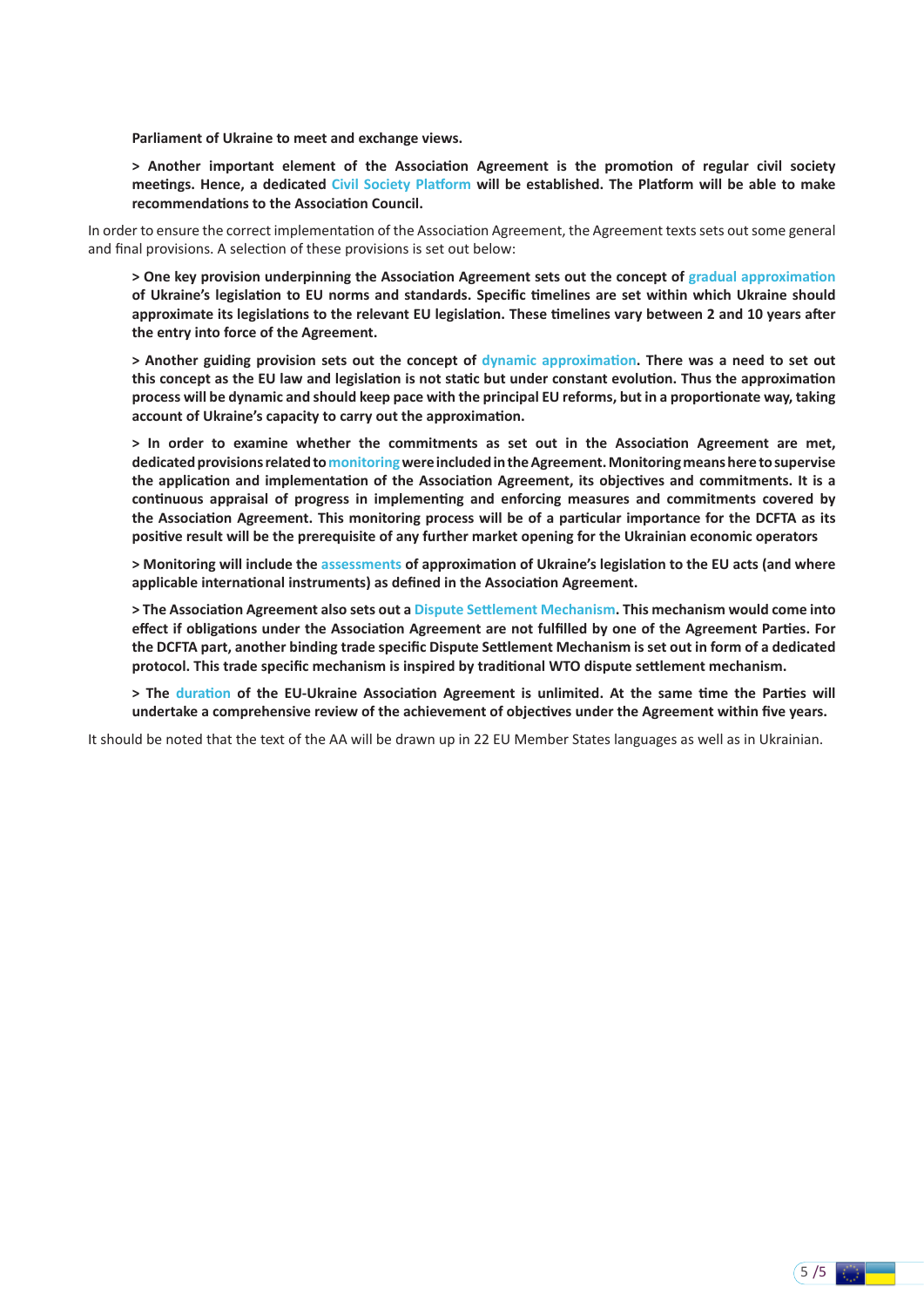**Parliament of Ukraine to meet and exchange views.**

**> Another important element of the Association Agreement is the promotion of regular civil society meetings. Hence, a dedicated Civil Society Platform will be established. The Platform will be able to make recommendations to the Association Council.**

In order to ensure the correct implementation of the Association Agreement, the Agreement texts sets out some general and final provisions. A selection of these provisions is set out below:

**> One key provision underpinning the Association Agreement sets out the concept of gradual approximation of Ukraine's legislation to EU norms and standards. Specific timelines are set within which Ukraine should approximate its legislations to the relevant EU legislation. These timelines vary between 2 and 10 years after the entry into force of the Agreement.**

**> Another guiding provision sets out the concept of dynamic approximation. There was a need to set out this concept as the EU law and legislation is not static but under constant evolution. Thus the approximation process will be dynamic and should keep pace with the principal EU reforms, but in a proportionate way, taking account of Ukraine's capacity to carry out the approximation.**

**> In order to examine whether the commitments as set out in the Association Agreement are met, dedicated provisions related to monitoring were included in the Agreement. Monitoring means here to supervise the application and implementation of the Association Agreement, its objectives and commitments. It is a continuous appraisal of progress in implementing and enforcing measures and commitments covered by the Association Agreement. This monitoring process will be of a particular importance for the DCFTA as its positive result will be the prerequisite of any further market opening for the Ukrainian economic operators**

**> Monitoring will include the assessments of approximation of Ukraine's legislation to the EU acts (and where applicable international instruments) as defined in the Association Agreement.**

**> The Association Agreement also sets out a Dispute Settlement Mechanism. This mechanism would come into effect if obligations under the Association Agreement are not fulfilled by one of the Agreement Parties. For the DCFTA part, another binding trade specific Dispute Settlement Mechanism is set out in form of a dedicated protocol. This trade specific mechanism is inspired by traditional WTO dispute settlement mechanism.**

**> The duration of the EU-Ukraine Association Agreement is unlimited. At the same time the Parties will undertake a comprehensive review of the achievement of objectives under the Agreement within five years.**

It should be noted that the text of the AA will be drawn up in 22 EU Member States languages as well as in Ukrainian.